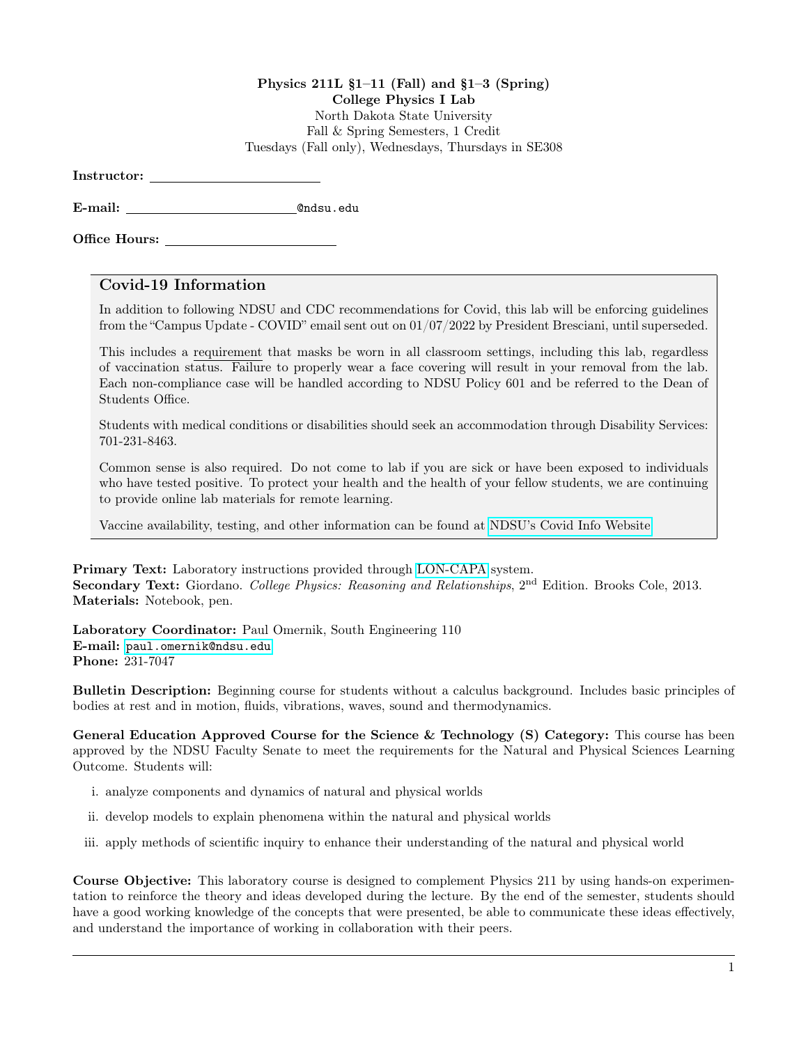**Physics 211L §1–11 (Fall) and §1–3 (Spring)**
**College Physics I Lab**
North Dakota State University
Fall & Spring Semesters, 1 Credit
Tuesdays (Fall only), Wednesdays, Thursdays in SE308

**Instructor:** ________________________

**E-mail:** ________________________@ndsu.edu

**Office Hours:** ________________________

## Covid-19 Information

In addition to following NDSU and CDC recommendations for Covid, this lab will be enforcing guidelines from the "Campus Update - COVID" email sent out on 01/07/2022 by President Bresciani, until superseded.

This includes a requirement that masks be worn in all classroom settings, including this lab, regardless of vaccination status. Failure to properly wear a face covering will result in your removal from the lab. Each non-compliance case will be handled according to NDSU Policy 601 and be referred to the Dean of Students Office.

Students with medical conditions or disabilities should seek an accommodation through Disability Services: 701-231-8463.

Common sense is also required. Do not come to lab if you are sick or have been exposed to individuals who have tested positive. To protect your health and the health of your fellow students, we are continuing to provide online lab materials for remote learning.

Vaccine availability, testing, and other information can be found at NDSU's Covid Info Website

**Primary Text:** Laboratory instructions provided through LON-CAPA system.
**Secondary Text:** Giordano. *College Physics: Reasoning and Relationships*, 2nd Edition. Brooks Cole, 2013.
**Materials:** Notebook, pen.

**Laboratory Coordinator:** Paul Omernik, South Engineering 110
**E-mail:** paul.omernik@ndsu.edu
**Phone:** 231-7047

**Bulletin Description:** Beginning course for students without a calculus background. Includes basic principles of bodies at rest and in motion, fluids, vibrations, waves, sound and thermodynamics.

**General Education Approved Course for the Science & Technology (S) Category:** This course has been approved by the NDSU Faculty Senate to meet the requirements for the Natural and Physical Sciences Learning Outcome. Students will:

i. analyze components and dynamics of natural and physical worlds

ii. develop models to explain phenomena within the natural and physical worlds

iii. apply methods of scientific inquiry to enhance their understanding of the natural and physical world

**Course Objective:** This laboratory course is designed to complement Physics 211 by using hands-on experimentation to reinforce the theory and ideas developed during the lecture. By the end of the semester, students should have a good working knowledge of the concepts that were presented, be able to communicate these ideas effectively, and understand the importance of working in collaboration with their peers.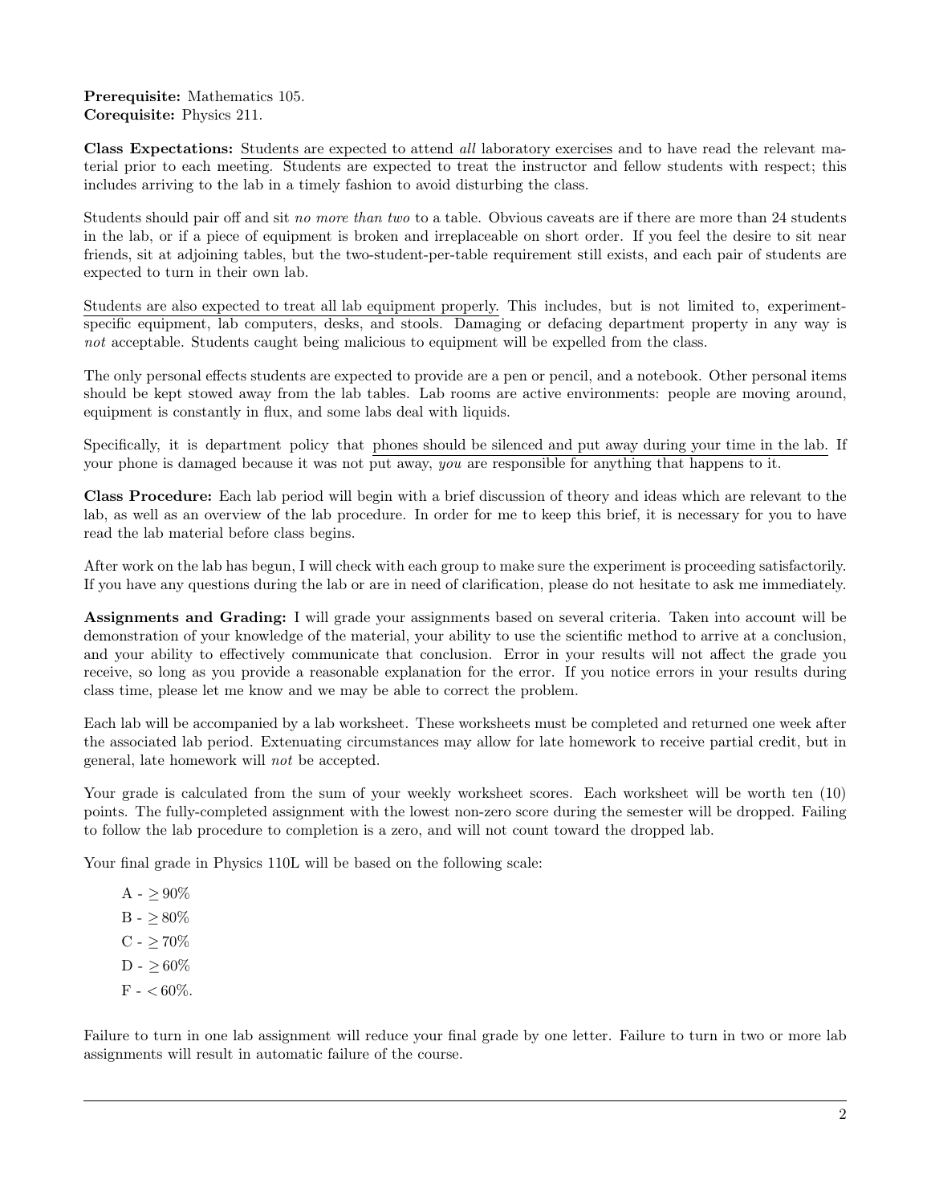**Prerequisite:** Mathematics 105.
**Corequisite:** Physics 211.

**Class Expectations:** Students are expected to attend *all* laboratory exercises and to have read the relevant material prior to each meeting. Students are expected to treat the instructor and fellow students with respect; this includes arriving to the lab in a timely fashion to avoid disturbing the class.

Students should pair off and sit *no more than two* to a table. Obvious caveats are if there are more than 24 students in the lab, or if a piece of equipment is broken and irreplaceable on short order. If you feel the desire to sit near friends, sit at adjoining tables, but the two-student-*per*-table requirement still exists, and each pair of students are expected to turn in their own lab.

Students are also expected to treat all lab equipment properly. This includes, but is not limited to, experiment-specific equipment, lab computers, desks, and stools. Damaging or defacing department property in any way is *not* acceptable. Students caught being malicious to equipment will be expelled from the class.

The only personal effects students are expected to provide are a pen or pencil, and a notebook. Other personal items should be kept stowed away from the lab tables. Lab rooms are active environments: people are moving around, equipment is constantly in flux, and some labs deal with liquids.

Specifically, it is department policy that phones should be silenced and put away during your time in the lab. If your phone is damaged because it was not put away, *you* are responsible for anything that happens to it.

**Class Procedure:** Each lab period will begin with a brief discussion of theory and ideas which are relevant to the lab, as well as an overview of the lab procedure. In order for me to keep this brief, it is necessary for you to have read the lab material before class begins.

After work on the lab has begun, I will check with each group to make sure the experiment is proceeding satisfactorily. If you have any questions during the lab or are in need of clarification, please do not hesitate to ask me immediately.

**Assignments and Grading:** I will grade your assignments based on several criteria. Taken into account will be demonstration of your knowledge of the material, your ability to use the scientific method to arrive at a conclusion, and your ability to effectively communicate that conclusion. Error in your results will not affect the grade you receive, so long as you provide a reasonable explanation for the error. If you notice errors in your results during class time, please let me know and we may be able to correct the problem.

Each lab will be accompanied by a lab worksheet. These worksheets must be completed and returned one week after the associated lab period. Extenuating circumstances may allow for late homework to receive partial credit, but in general, late homework will *not* be accepted.

Your grade is calculated from the sum of your weekly worksheet scores. Each worksheet will be worth ten (10) points. The fully-completed assignment with the lowest non-zero score during the semester will be dropped. Failing to follow the lab procedure to completion is a zero, and will not count toward the dropped lab.

Your final grade in Physics 110L will be based on the following scale:

A - $\geq 90\%$

B - $\geq 80\%$

C - $\geq 70\%$

D - $\geq 60\%$

F - $< 60\%$.

Failure to turn in one lab assignment will reduce your final grade by one letter. Failure to turn in two or more lab assignments will result in automatic failure of the course.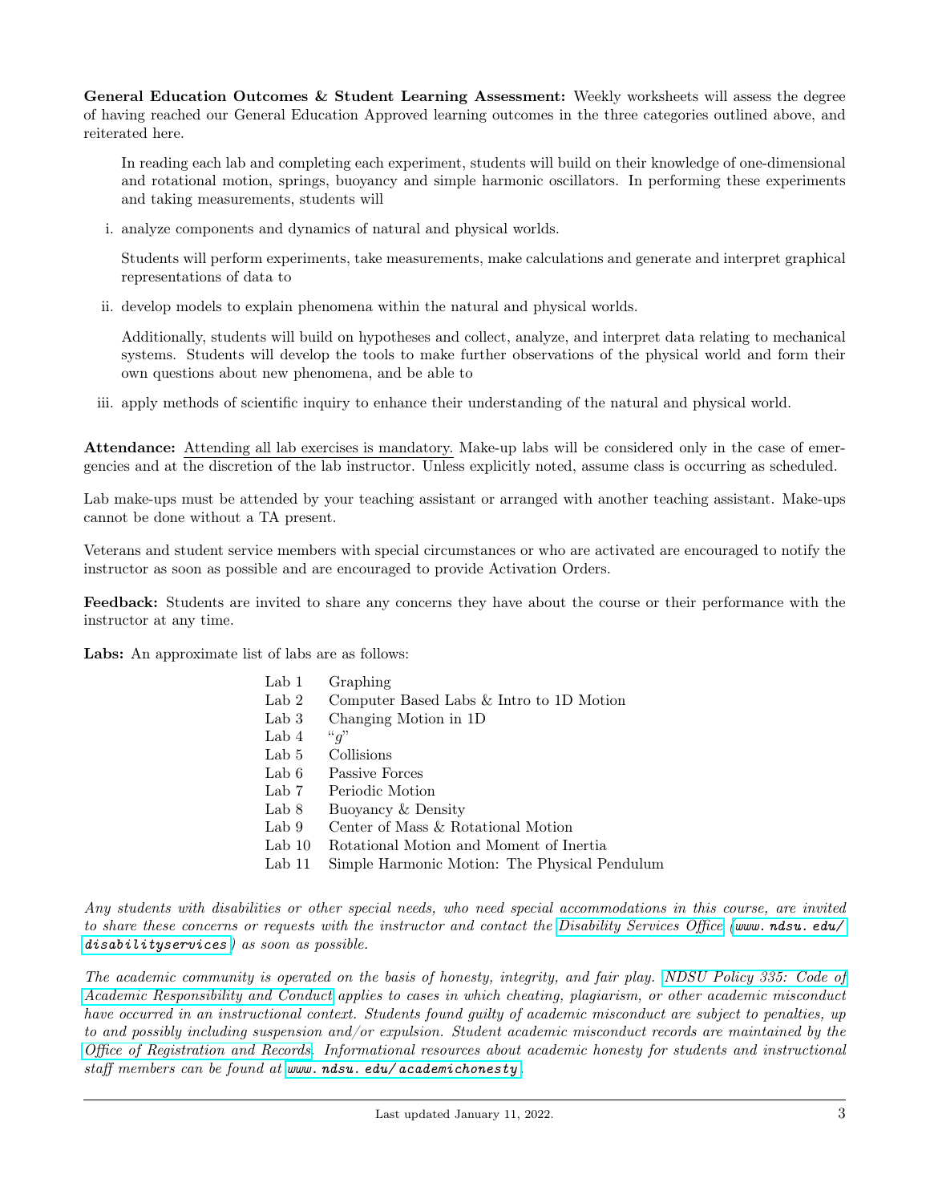**General Education Outcomes & Student Learning Assessment:** Weekly worksheets will assess the degree of having reached our General Education Approved learning outcomes in the three categories outlined above, and reiterated here.

> In reading each lab and completing each experiment, students will build on their knowledge of one-dimensional and rotational motion, springs, buoyancy and simple harmonic oscillators. In performing these experiments and taking measurements, students will
>
> i. analyze components and dynamics of natural and physical worlds.
>
> Students will perform experiments, take measurements, make calculations and generate and interpret graphical representations of data to
>
> ii. develop models to explain phenomena within the natural and physical worlds.
>
> Additionally, students will build on hypotheses and collect, analyze, and interpret data relating to mechanical systems. Students will develop the tools to make further observations of the physical world and form their own questions about new phenomena, and be able to
>
> iii. apply methods of scientific inquiry to enhance their understanding of the natural and physical world.

**Attendance:** <u>Attending all lab exercises is mandatory.</u> Make-up labs will be considered only in the case of emergencies and at the discretion of the lab instructor. Unless explicitly noted, assume class is occurring as scheduled.

Lab make-ups must be attended by your teaching assistant or arranged with another teaching assistant. Make-ups cannot be done without a TA present.

Veterans and student service members with special circumstances or who are activated are encouraged to notify the instructor as soon as possible and are encouraged to provide Activation Orders.

**Feedback:** Students are invited to share any concerns they have about the course or their performance with the instructor at any time.

**Labs:** An approximate list of labs are as follows:

| | |
|---|---|
| Lab 1 | Graphing |
| Lab 2 | Computer Based Labs & Intro to 1D Motion |
| Lab 3 | Changing Motion in 1D |
| Lab 4 | "$g$" |
| Lab 5 | Collisions |
| Lab 6 | Passive Forces |
| Lab 7 | Periodic Motion |
| Lab 8 | Buoyancy & Density |
| Lab 9 | Center of Mass & Rotational Motion |
| Lab 10 | Rotational Motion and Moment of Inertia |
| Lab 11 | Simple Harmonic Motion: The Physical Pendulum |

*Any students with disabilities or other special needs, who need special accommodations in this course, are invited to share these concerns or requests with the instructor and contact the Disability Services Office (`www.ndsu.edu/disabilityservices`) as soon as possible.*

*The academic community is operated on the basis of honesty, integrity, and fair play. NDSU Policy 335: Code of Academic Responsibility and Conduct applies to cases in which cheating, plagiarism, or other academic misconduct have occurred in an instructional context. Students found guilty of academic misconduct are subject to penalties, up to and possibly including suspension and/or expulsion. Student academic misconduct records are maintained by the Office of Registration and Records. Informational resources about academic honesty for students and instructional staff members can be found at `www.ndsu.edu/academichonesty`.*

Last updated January 11, 2022.